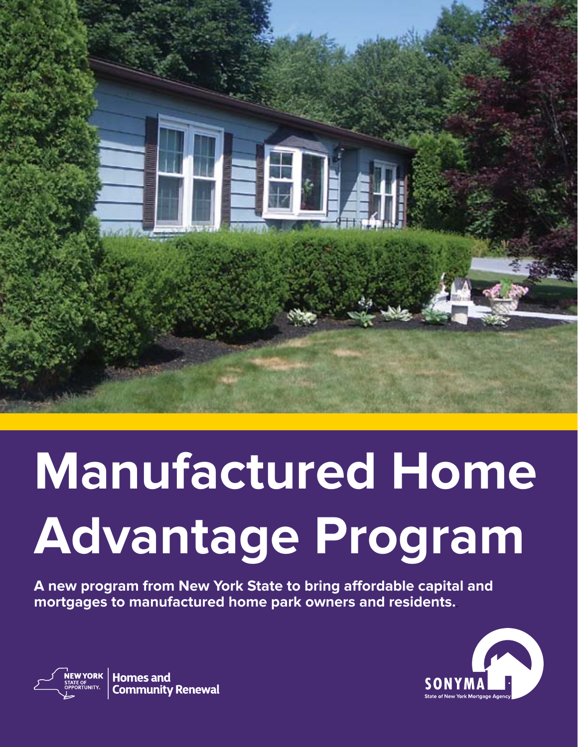# Manufactured Home Advantage Program

**A new program from New York State to bring affordable capital and mortgages to manufactured home park owners and residents.**

NEW YORK STATE OF OPPORTUNITY. | Homes and Community Renewal

SONYMA State of New York Mortgage Agency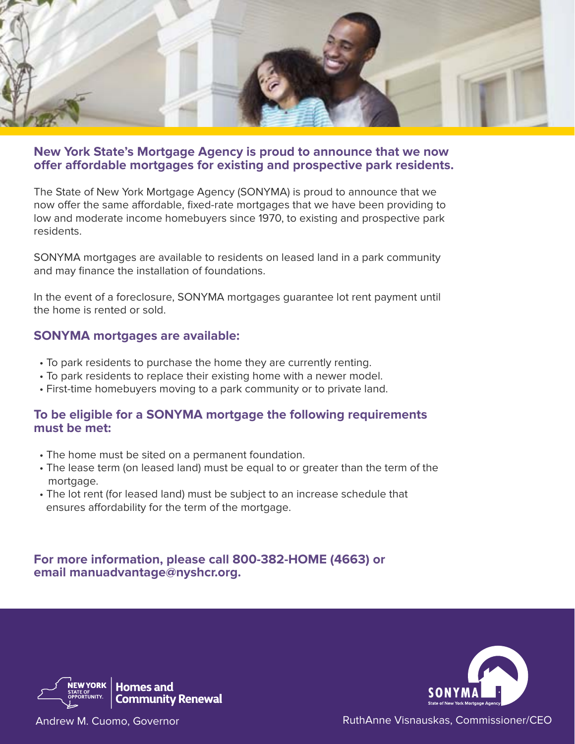## New York State's Mortgage Agency is proud to announce that we now offer affordable mortgages for existing and prospective park residents.

The State of New York Mortgage Agency (SONYMA) is proud to announce that we now offer the same affordable, fixed-rate mortgages that we have been providing to low and moderate income homebuyers since 1970, to existing and prospective park residents.

SONYMA mortgages are available to residents on leased land in a park community and may finance the installation of foundations.

In the event of a foreclosure, SONYMA mortgages guarantee lot rent payment until the home is rented or sold.

### SONYMA mortgages are available:

- To park residents to purchase the home they are currently renting.
- To park residents to replace their existing home with a newer model.
- First-time homebuyers moving to a park community or to private land.

### To be eligible for a SONYMA mortgage the following requirements must be met:

- The home must be sited on a permanent foundation.
- The lease term (on leased land) must be equal to or greater than the term of the mortgage.
- The lot rent (for leased land) must be subject to an increase schedule that ensures affordability for the term of the mortgage.

**For more information, please call 800-382-HOME (4663) or email manuadvantage@nyshcr.org.**

NEW YORK STATE OF OPPORTUNITY. Homes and Community Renewal

Andrew M. Cuomo, Governor

SONYMA State of New York Mortgage Agency

RuthAnne Visnauskas, Commissioner/CEO